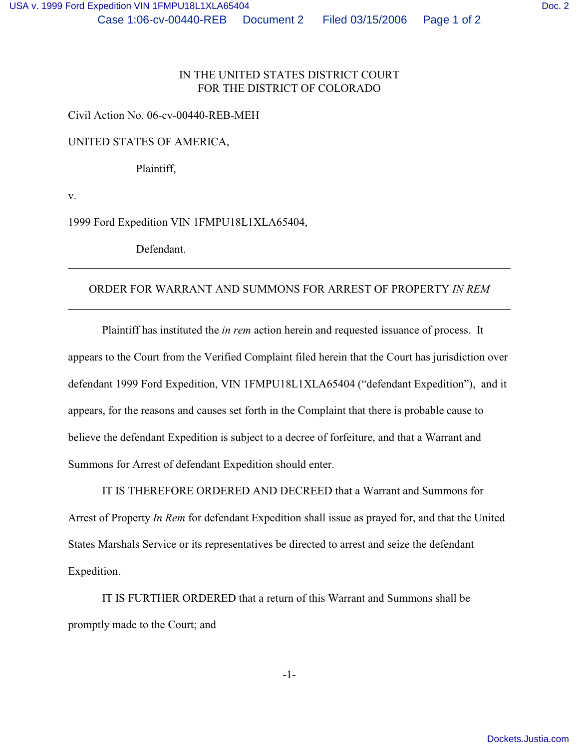IN THE UNITED STATES DISTRICT COURT
FOR THE DISTRICT OF COLORADO

Civil Action No. 06-cv-00440-REB-MEH

UNITED STATES OF AMERICA,

Plaintiff,

v.

1999 Ford Expedition VIN 1FMPU18L1XLA65404,

Defendant.

---

ORDER FOR WARRANT AND SUMMONS FOR ARREST OF PROPERTY *IN REM*

---

Plaintiff has instituted the *in rem* action herein and requested issuance of process. It appears to the Court from the Verified Complaint filed herein that the Court has jurisdiction over defendant 1999 Ford Expedition, VIN 1FMPU18L1XLA65404 ("defendant Expedition"), and it appears, for the reasons and causes set forth in the Complaint that there is probable cause to believe the defendant Expedition is subject to a decree of forfeiture, and that a Warrant and Summons for Arrest of defendant Expedition should enter.

IT IS THEREFORE ORDERED AND DECREED that a Warrant and Summons for Arrest of Property *In Rem* for defendant Expedition shall issue as prayed for, and that the United States Marshals Service or its representatives be directed to arrest and seize the defendant Expedition.

IT IS FURTHER ORDERED that a return of this Warrant and Summons shall be promptly made to the Court; and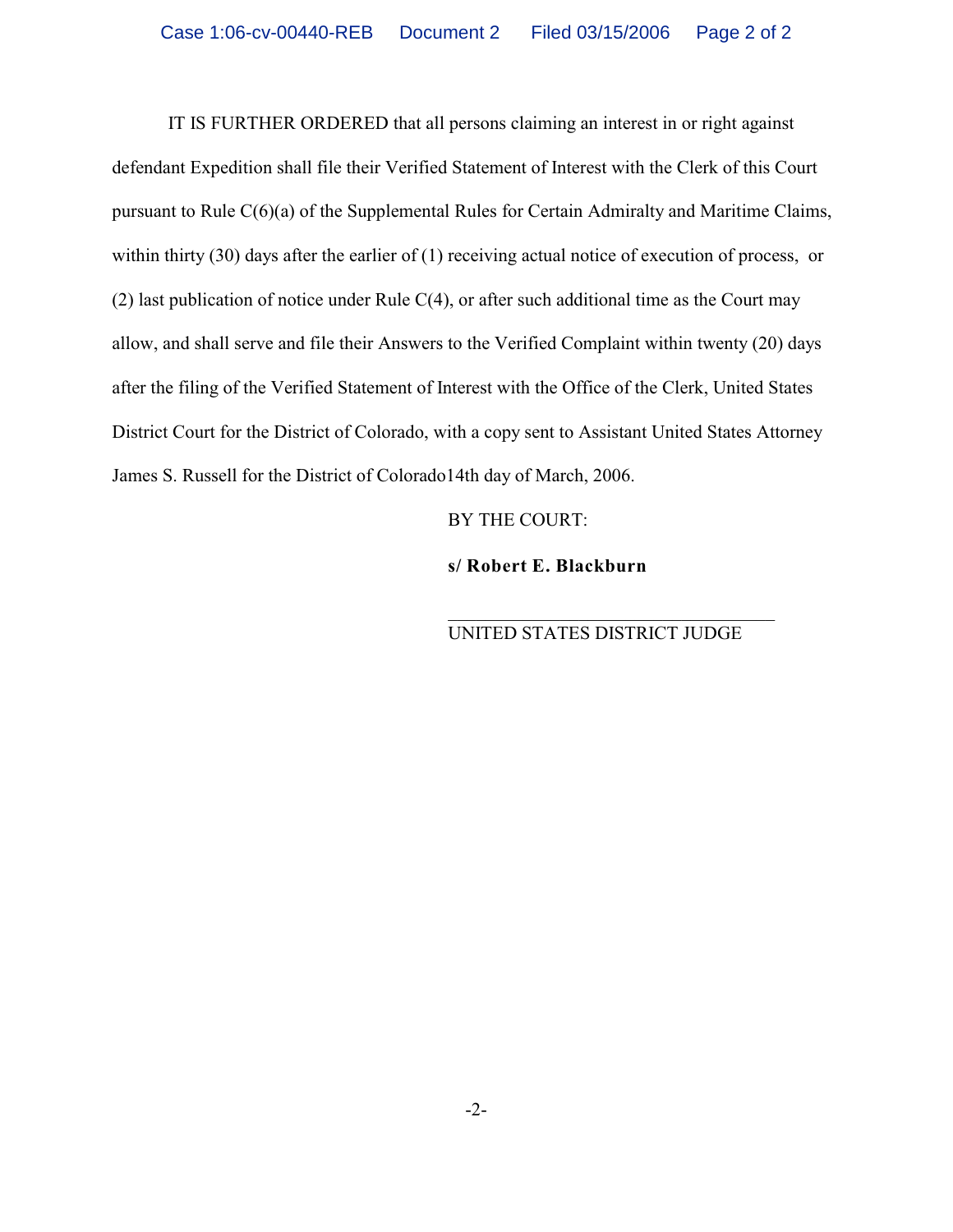IT IS FURTHER ORDERED that all persons claiming an interest in or right against defendant Expedition shall file their Verified Statement of Interest with the Clerk of this Court pursuant to Rule C(6)(a) of the Supplemental Rules for Certain Admiralty and Maritime Claims, within thirty (30) days after the earlier of (1) receiving actual notice of execution of process, or (2) last publication of notice under Rule C(4), or after such additional time as the Court may allow, and shall serve and file their Answers to the Verified Complaint within twenty (20) days after the filing of the Verified Statement of Interest with the Office of the Clerk, United States District Court for the District of Colorado, with a copy sent to Assistant United States Attorney James S. Russell for the District of Colorado14th day of March, 2006.

BY THE COURT:

**s/ Robert E. Blackburn**

UNITED STATES DISTRICT JUDGE